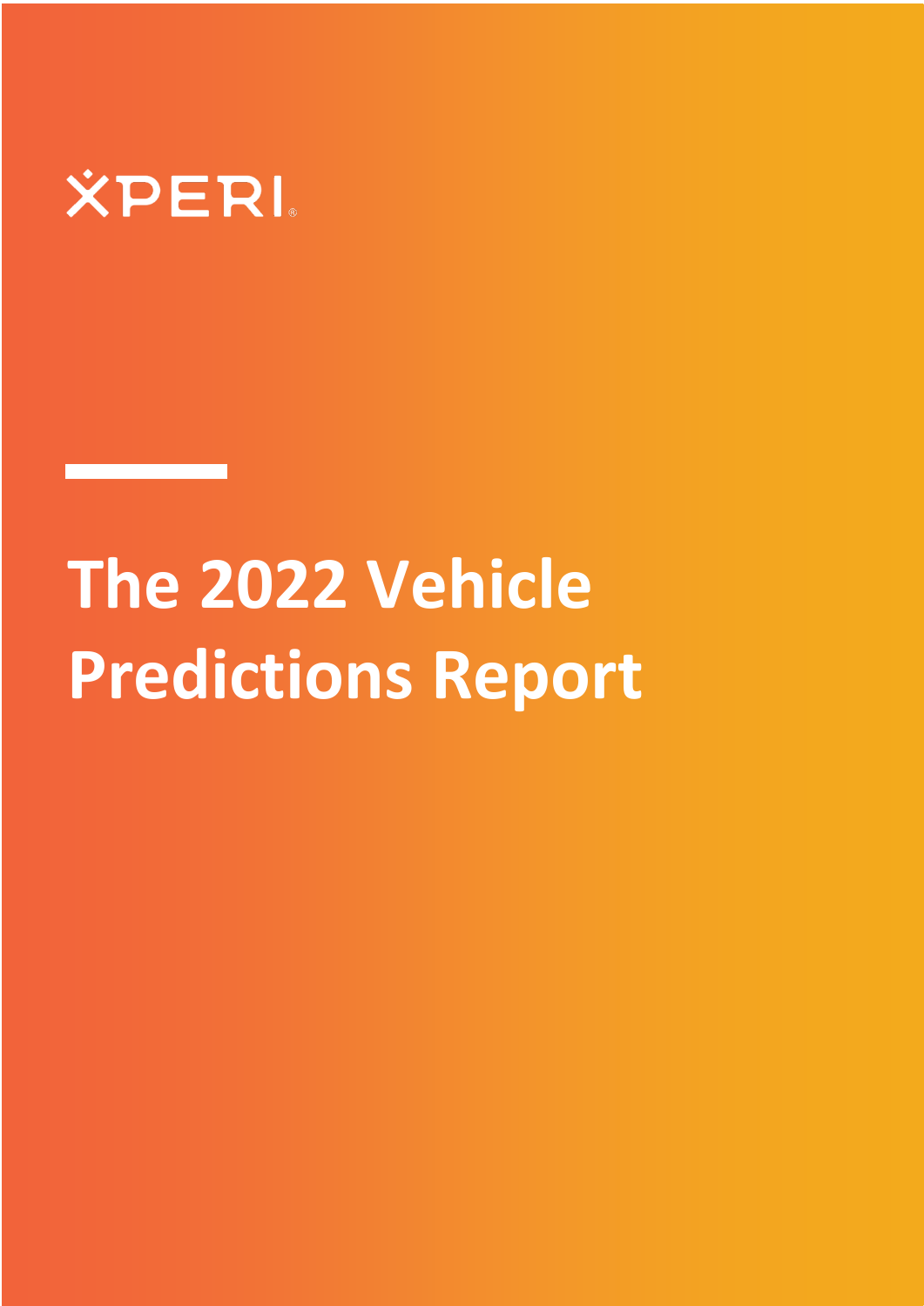XPERI®

# The 2022 Vehicle Predictions Report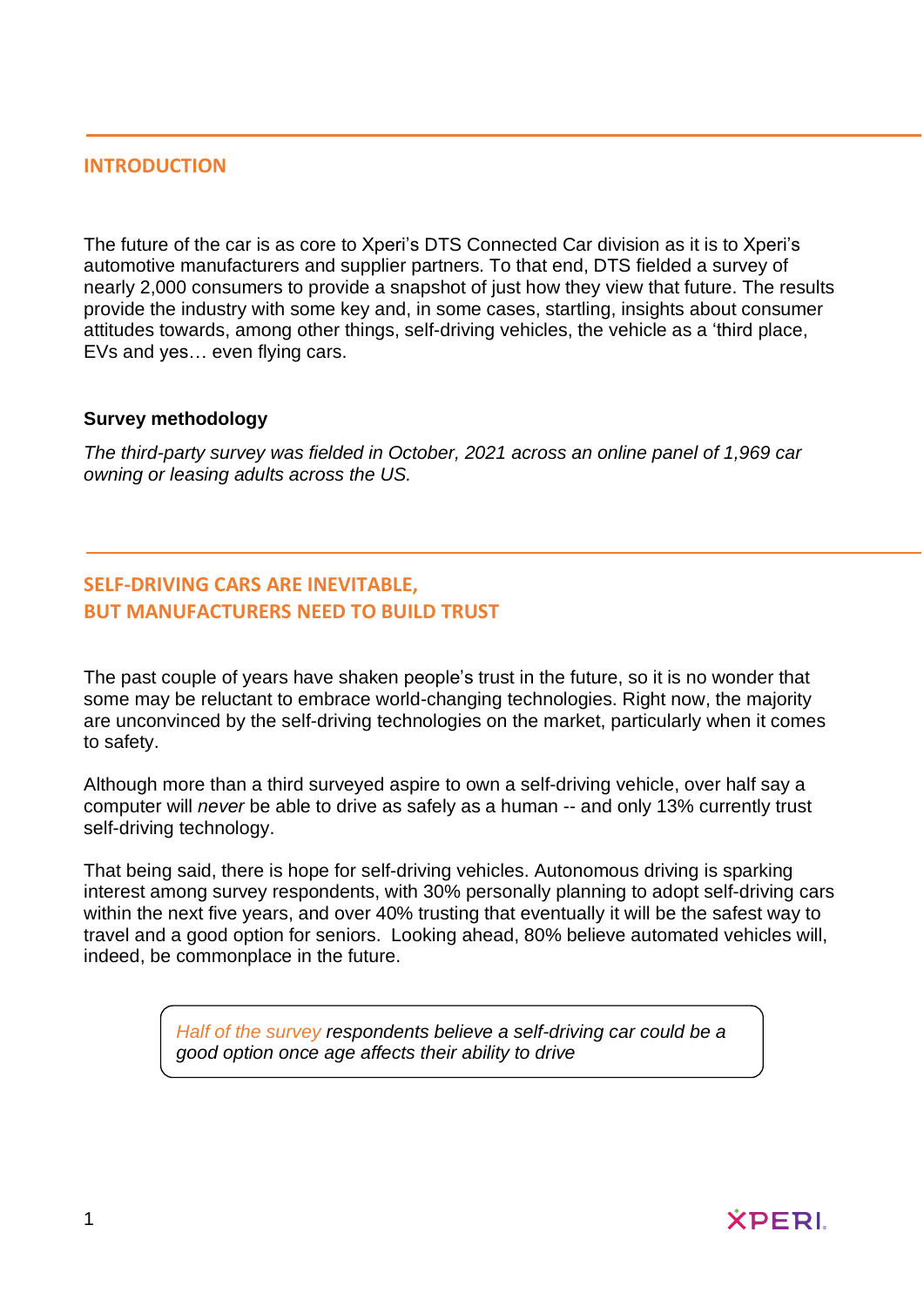## INTRODUCTION

The future of the car is as core to Xperi's DTS Connected Car division as it is to Xperi's automotive manufacturers and supplier partners. To that end, DTS fielded a survey of nearly 2,000 consumers to provide a snapshot of just how they view that future. The results provide the industry with some key and, in some cases, startling, insights about consumer attitudes towards, among other things, self-driving vehicles, the vehicle as a 'third place, EVs and yes… even flying cars.

### Survey methodology

*The third-party survey was fielded in October, 2021 across an online panel of 1,969 car owning or leasing adults across the US.*

## SELF-DRIVING CARS ARE INEVITABLE, BUT MANUFACTURERS NEED TO BUILD TRUST

The past couple of years have shaken people's trust in the future, so it is no wonder that some may be reluctant to embrace world-changing technologies. Right now, the majority are unconvinced by the self-driving technologies on the market, particularly when it comes to safety.

Although more than a third surveyed aspire to own a self-driving vehicle, over half say a computer will *never* be able to drive as safely as a human -- and only 13% currently trust self-driving technology.

That being said, there is hope for self-driving vehicles. Autonomous driving is sparking interest among survey respondents, with 30% personally planning to adopt self-driving cars within the next five years, and over 40% trusting that eventually it will be the safest way to travel and a good option for seniors. Looking ahead, 80% believe automated vehicles will, indeed, be commonplace in the future.

> *Half of the survey respondents believe a self-driving car could be a good option once age affects their ability to drive*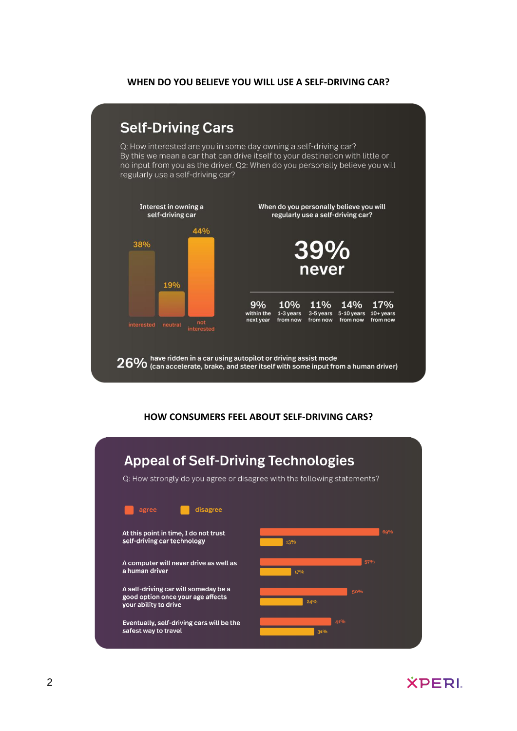## WHEN DO YOU BELIEVE YOU WILL USE A SELF-DRIVING CAR?

### Self-Driving Cars

Q: How interested are you in some day owning a self-driving car? By this we mean a car that can drive itself to your destination with little or no input from you as the driver. Q2: When do you personally believe you will regularly use a self-driving car?

**Interest in owning a self-driving car**

| interested | neutral | not interested |
|---|---|---|
| 38% | 19% | 44% |

**When do you personally believe you will regularly use a self-driving car?**

**39% never**

| within the next year | 1-3 years from now | 3-5 years from now | 5-10 years from now | 10+ years from now |
|---|---|---|---|---|
| 9% | 10% | 11% | 14% | 17% |

**26%** have ridden in a car using autopilot or driving assist mode (can accelerate, brake, and steer itself with some input from a human driver)

## HOW CONSUMERS FEEL ABOUT SELF-DRIVING CARS?

### Appeal of Self-Driving Technologies

Q: How strongly do you agree or disagree with the following statements?

| Statement | agree | disagree |
|---|---|---|
| At this point in time, I do not trust self-driving car technology | 69% | 13% |
| A computer will never drive as well as a human driver | 57% | 17% |
| A self-driving car will someday be a good option once your age affects your ability to drive | 50% | 24% |
| Eventually, self-driving cars will be the safest way to travel | 41% | 31% |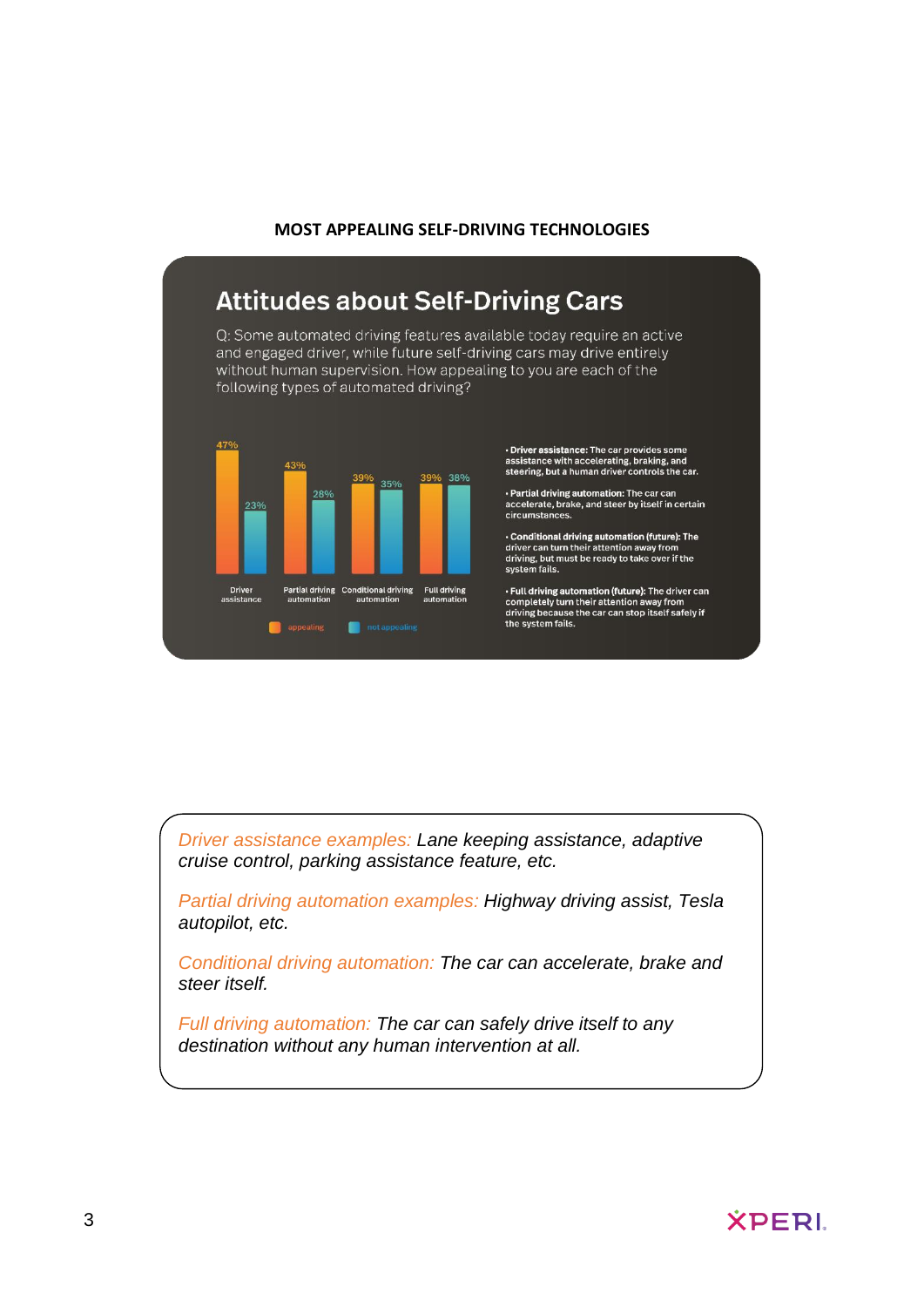**MOST APPEALING SELF-DRIVING TECHNOLOGIES**

## Attitudes about Self-Driving Cars

Q: Some automated driving features available today require an active and engaged driver, while future self-driving cars may drive entirely without human supervision. How appealing to you are each of the following types of automated driving?

| | appealing | not appealing |
|---|---|---|
| Driver assistance | 47% | 23% |
| Partial driving automation | 43% | 28% |
| Conditional driving automation | 39% | 35% |
| Full driving automation | 39% | 38% |

- **Driver assistance:** The car provides some assistance with accelerating, braking, and steering, but a human driver controls the car.
- **Partial driving automation:** The car can accelerate, brake, and steer by itself in certain circumstances.
- **Conditional driving automation (future):** The driver can turn their attention away from driving, but must be ready to take over if the system fails.
- **Full driving automation (future):** The driver can completely turn their attention away from driving because the car can stop itself safely if the system fails.

*Driver assistance examples: Lane keeping assistance, adaptive cruise control, parking assistance feature, etc.*

*Partial driving automation examples: Highway driving assist, Tesla autopilot, etc.*

*Conditional driving automation: The car can accelerate, brake and steer itself.*

*Full driving automation: The car can safely drive itself to any destination without any human intervention at all.*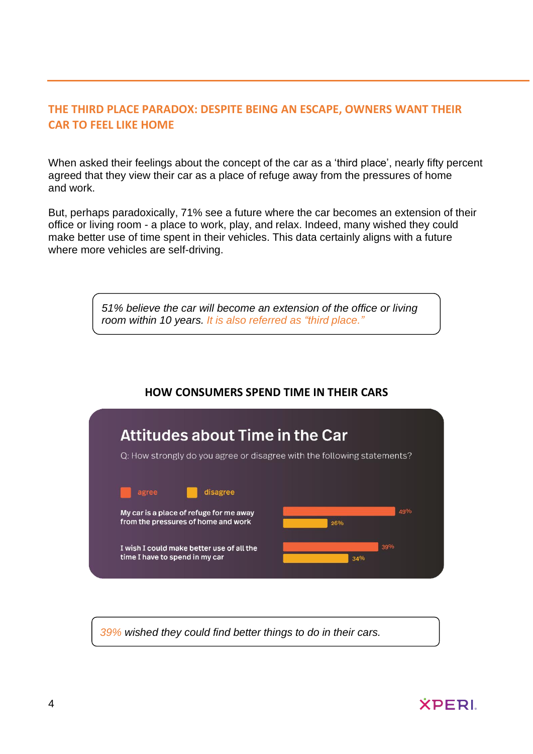## THE THIRD PLACE PARADOX: DESPITE BEING AN ESCAPE, OWNERS WANT THEIR CAR TO FEEL LIKE HOME

When asked their feelings about the concept of the car as a 'third place', nearly fifty percent agreed that they view their car as a place of refuge away from the pressures of home and work.

But, perhaps paradoxically, 71% see a future where the car becomes an extension of their office or living room - a place to work, play, and relax. Indeed, many wished they could make better use of time spent in their vehicles. This data certainly aligns with a future where more vehicles are self-driving.

> *51% believe the car will become an extension of the office or living room within 10 years. It is also referred as "third place."*

### HOW CONSUMERS SPEND TIME IN THEIR CARS

**Attitudes about Time in the Car**

Q: How strongly do you agree or disagree with the following statements?

| Statement | agree | disagree |
|---|---|---|
| My car is a place of refuge for me away from the pressures of home and work | 49% | 26% |
| I wish I could make better use of all the time I have to spend in my car | 39% | 34% |

> *39% wished they could find better things to do in their cars.*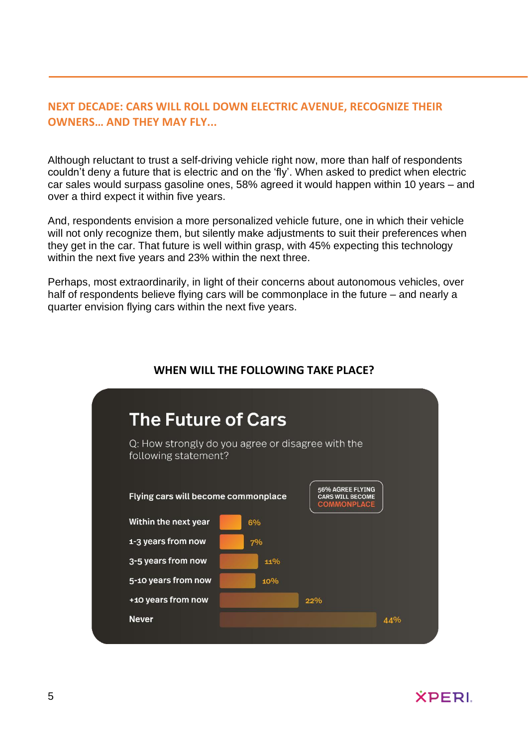## NEXT DECADE: CARS WILL ROLL DOWN ELECTRIC AVENUE, RECOGNIZE THEIR OWNERS… AND THEY MAY FLY…

Although reluctant to trust a self-driving vehicle right now, more than half of respondents couldn't deny a future that is electric and on the 'fly'. When asked to predict when electric car sales would surpass gasoline ones, 58% agreed it would happen within 10 years – and over a third expect it within five years.

And, respondents envision a more personalized vehicle future, one in which their vehicle will not only recognize them, but silently make adjustments to suit their preferences when they get in the car. That future is well within grasp, with 45% expecting this technology within the next five years and 23% within the next three.

Perhaps, most extraordinarily, in light of their concerns about autonomous vehicles, over half of respondents believe flying cars will be commonplace in the future – and nearly a quarter envision flying cars within the next five years.

**WHEN WILL THE FOLLOWING TAKE PLACE?**

### The Future of Cars

Q: How strongly do you agree or disagree with the following statement?

56% AGREE FLYING CARS WILL BECOME COMMONPLACE

| Flying cars will become commonplace | |
|---|---|
| Within the next year | 6% |
| 1-3 years from now | 7% |
| 3-5 years from now | 11% |
| 5-10 years from now | 10% |
| +10 years from now | 22% |
| Never | 44% |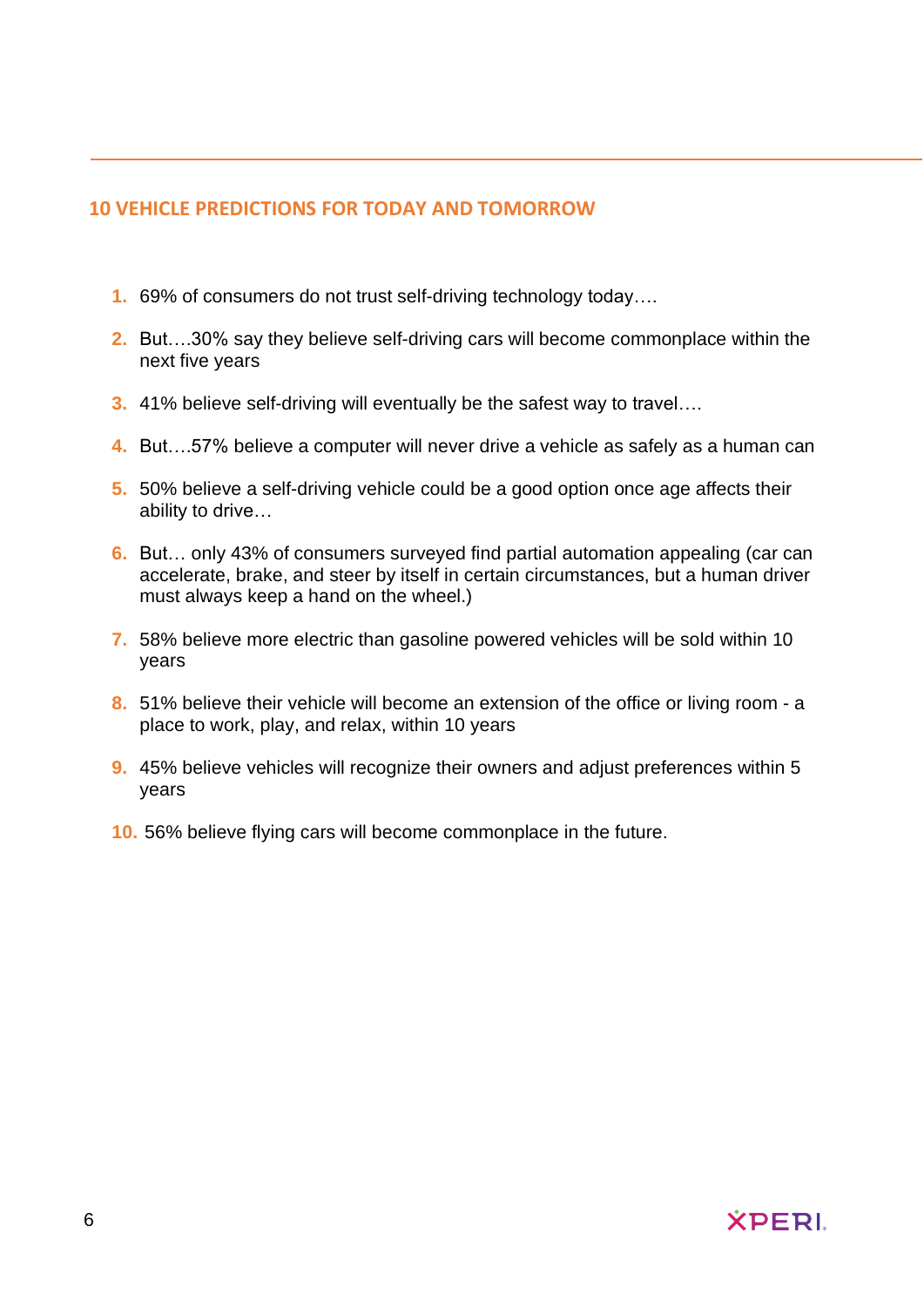## 10 VEHICLE PREDICTIONS FOR TODAY AND TOMORROW

1. 69% of consumers do not trust self-driving technology today….
2. But….30% say they believe self-driving cars will become commonplace within the next five years
3. 41% believe self-driving will eventually be the safest way to travel….
4. But….57% believe a computer will never drive a vehicle as safely as a human can
5. 50% believe a self-driving vehicle could be a good option once age affects their ability to drive…
6. But… only 43% of consumers surveyed find partial automation appealing (car can accelerate, brake, and steer by itself in certain circumstances, but a human driver must always keep a hand on the wheel.)
7. 58% believe more electric than gasoline powered vehicles will be sold within 10 years
8. 51% believe their vehicle will become an extension of the office or living room - a place to work, play, and relax, within 10 years
9. 45% believe vehicles will recognize their owners and adjust preferences within 5 years
10. 56% believe flying cars will become commonplace in the future.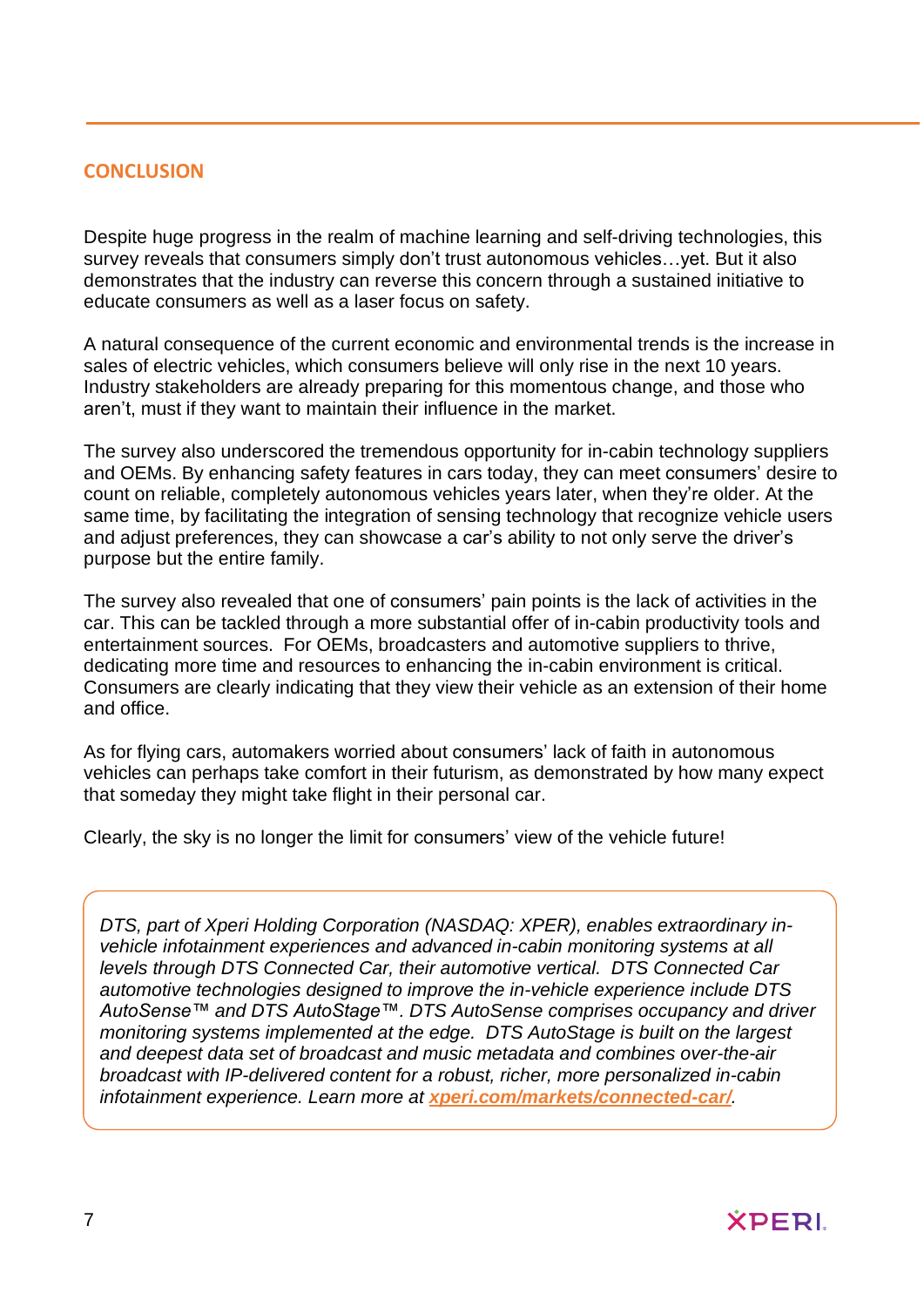## CONCLUSION

Despite huge progress in the realm of machine learning and self-driving technologies, this survey reveals that consumers simply don't trust autonomous vehicles…yet. But it also demonstrates that the industry can reverse this concern through a sustained initiative to educate consumers as well as a laser focus on safety.

A natural consequence of the current economic and environmental trends is the increase in sales of electric vehicles, which consumers believe will only rise in the next 10 years. Industry stakeholders are already preparing for this momentous change, and those who aren't, must if they want to maintain their influence in the market.

The survey also underscored the tremendous opportunity for in-cabin technology suppliers and OEMs. By enhancing safety features in cars today, they can meet consumers' desire to count on reliable, completely autonomous vehicles years later, when they're older. At the same time, by facilitating the integration of sensing technology that recognize vehicle users and adjust preferences, they can showcase a car's ability to not only serve the driver's purpose but the entire family.

The survey also revealed that one of consumers' pain points is the lack of activities in the car. This can be tackled through a more substantial offer of in-cabin productivity tools and entertainment sources. For OEMs, broadcasters and automotive suppliers to thrive, dedicating more time and resources to enhancing the in-cabin environment is critical. Consumers are clearly indicating that they view their vehicle as an extension of their home and office.

As for flying cars, automakers worried about consumers' lack of faith in autonomous vehicles can perhaps take comfort in their futurism, as demonstrated by how many expect that someday they might take flight in their personal car.

Clearly, the sky is no longer the limit for consumers' view of the vehicle future!

*DTS, part of Xperi Holding Corporation (NASDAQ: XPER), enables extraordinary in-vehicle infotainment experiences and advanced in-cabin monitoring systems at all levels through DTS Connected Car, their automotive vertical. DTS Connected Car automotive technologies designed to improve the in-vehicle experience include DTS AutoSense™ and DTS AutoStage™. DTS AutoSense comprises occupancy and driver monitoring systems implemented at the edge. DTS AutoStage is built on the largest and deepest data set of broadcast and music metadata and combines over-the-air broadcast with IP-delivered content for a robust, richer, more personalized in-cabin infotainment experience. Learn more at **xperi.com/markets/connected-car/**.*